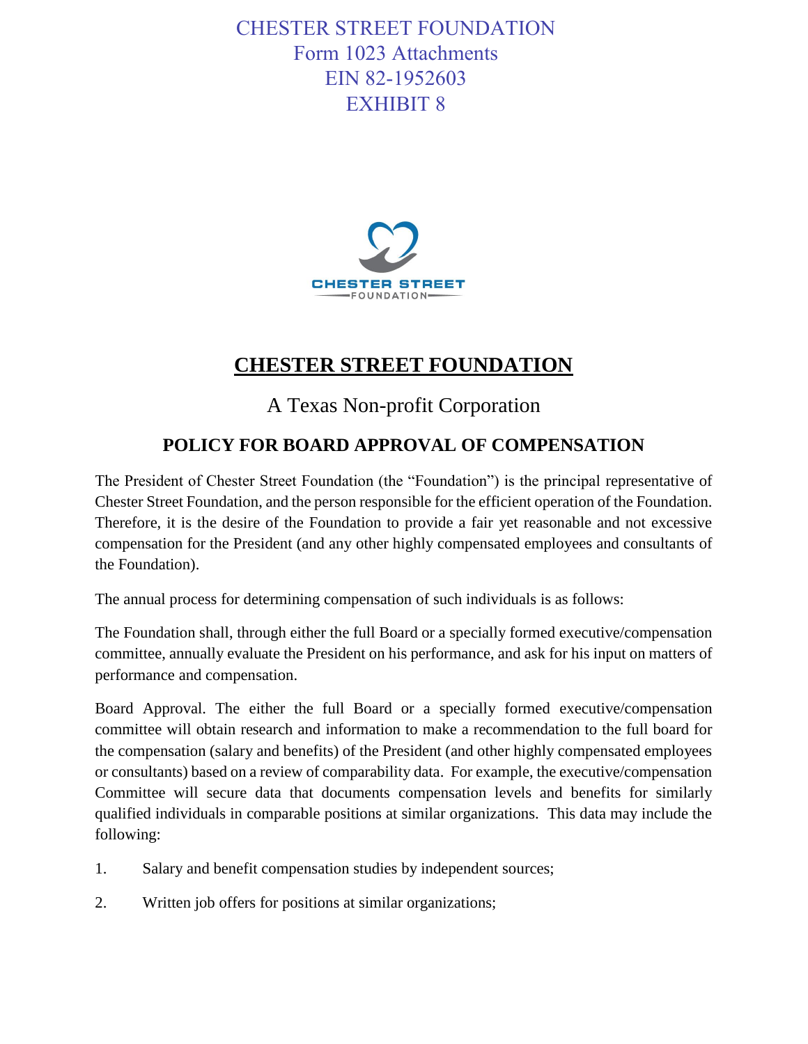CHESTER STREET FOUNDATION
Form 1023 Attachments
EIN 82-1952603
EXHIBIT 8

# CHESTER STREET FOUNDATION

## A Texas Non-profit Corporation

### POLICY FOR BOARD APPROVAL OF COMPENSATION

The President of Chester Street Foundation (the "Foundation") is the principal representative of Chester Street Foundation, and the person responsible for the efficient operation of the Foundation. Therefore, it is the desire of the Foundation to provide a fair yet reasonable and not excessive compensation for the President (and any other highly compensated employees and consultants of the Foundation).

The annual process for determining compensation of such individuals is as follows:

The Foundation shall, through either the full Board or a specially formed executive/compensation committee, annually evaluate the President on his performance, and ask for his input on matters of performance and compensation.

Board Approval. The either the full Board or a specially formed executive/compensation committee will obtain research and information to make a recommendation to the full board for the compensation (salary and benefits) of the President (and other highly compensated employees or consultants) based on a review of comparability data. For example, the executive/compensation Committee will secure data that documents compensation levels and benefits for similarly qualified individuals in comparable positions at similar organizations. This data may include the following:

1. Salary and benefit compensation studies by independent sources;
2. Written job offers for positions at similar organizations;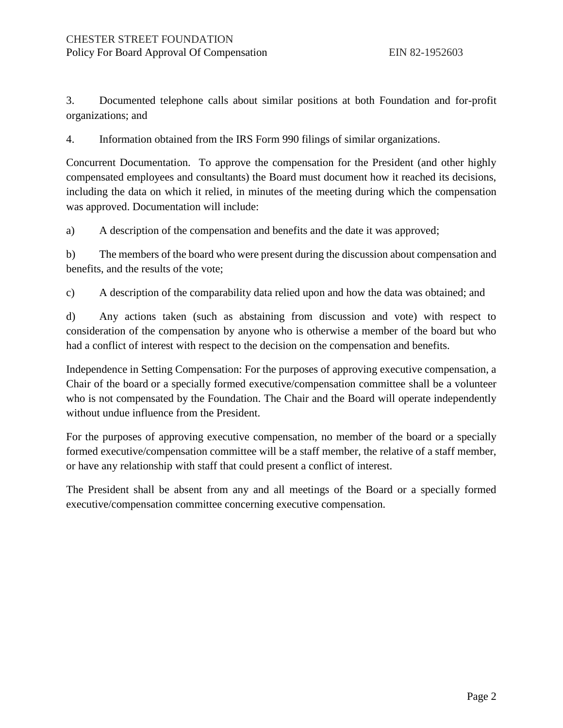3. Documented telephone calls about similar positions at both Foundation and for-profit organizations; and

4. Information obtained from the IRS Form 990 filings of similar organizations.

Concurrent Documentation. To approve the compensation for the President (and other highly compensated employees and consultants) the Board must document how it reached its decisions, including the data on which it relied, in minutes of the meeting during which the compensation was approved. Documentation will include:

a) A description of the compensation and benefits and the date it was approved;

b) The members of the board who were present during the discussion about compensation and benefits, and the results of the vote;

c) A description of the comparability data relied upon and how the data was obtained; and

d) Any actions taken (such as abstaining from discussion and vote) with respect to consideration of the compensation by anyone who is otherwise a member of the board but who had a conflict of interest with respect to the decision on the compensation and benefits.

Independence in Setting Compensation: For the purposes of approving executive compensation, a Chair of the board or a specially formed executive/compensation committee shall be a volunteer who is not compensated by the Foundation. The Chair and the Board will operate independently without undue influence from the President.

For the purposes of approving executive compensation, no member of the board or a specially formed executive/compensation committee will be a staff member, the relative of a staff member, or have any relationship with staff that could present a conflict of interest.

The President shall be absent from any and all meetings of the Board or a specially formed executive/compensation committee concerning executive compensation.